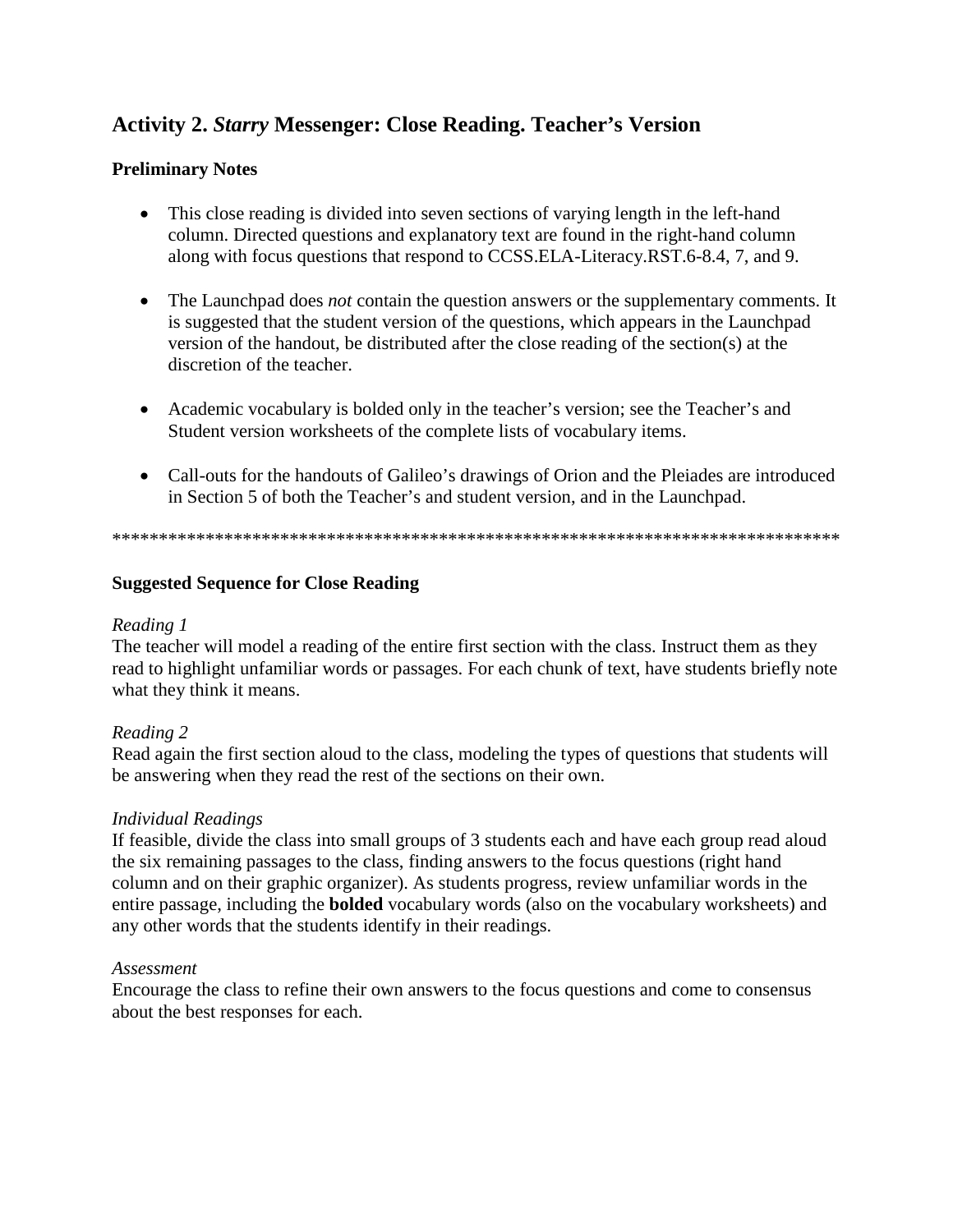## Activity 2. *Starry* Messenger: Close Reading. Teacher's Version

### Preliminary Notes

- This close reading is divided into seven sections of varying length in the left-hand column. Directed questions and explanatory text are found in the right-hand column along with focus questions that respond to CCSS.ELA-Literacy.RST.6-8.4, 7, and 9.

- The Launchpad does *not* contain the question answers or the supplementary comments. It is suggested that the student version of the questions, which appears in the Launchpad version of the handout, be distributed after the close reading of the section(s) at the discretion of the teacher.

- Academic vocabulary is bolded only in the teacher's version; see the Teacher's and Student version worksheets of the complete lists of vocabulary items.

- Call-outs for the handouts of Galileo's drawings of Orion and the Pleiades are introduced in Section 5 of both the Teacher's and student version, and in the Launchpad.

********************************************************************************

### Suggested Sequence for Close Reading

*Reading 1*
The teacher will model a reading of the entire first section with the class. Instruct them as they read to highlight unfamiliar words or passages. For each chunk of text, have students briefly note what they think it means.

*Reading 2*
Read again the first section aloud to the class, modeling the types of questions that students will be answering when they read the rest of the sections on their own.

*Individual Readings*
If feasible, divide the class into small groups of 3 students each and have each group read aloud the six remaining passages to the class, finding answers to the focus questions (right hand column and on their graphic organizer). As students progress, review unfamiliar words in the entire passage, including the **bolded** vocabulary words (also on the vocabulary worksheets) and any other words that the students identify in their readings.

*Assessment*
Encourage the class to refine their own answers to the focus questions and come to consensus about the best responses for each.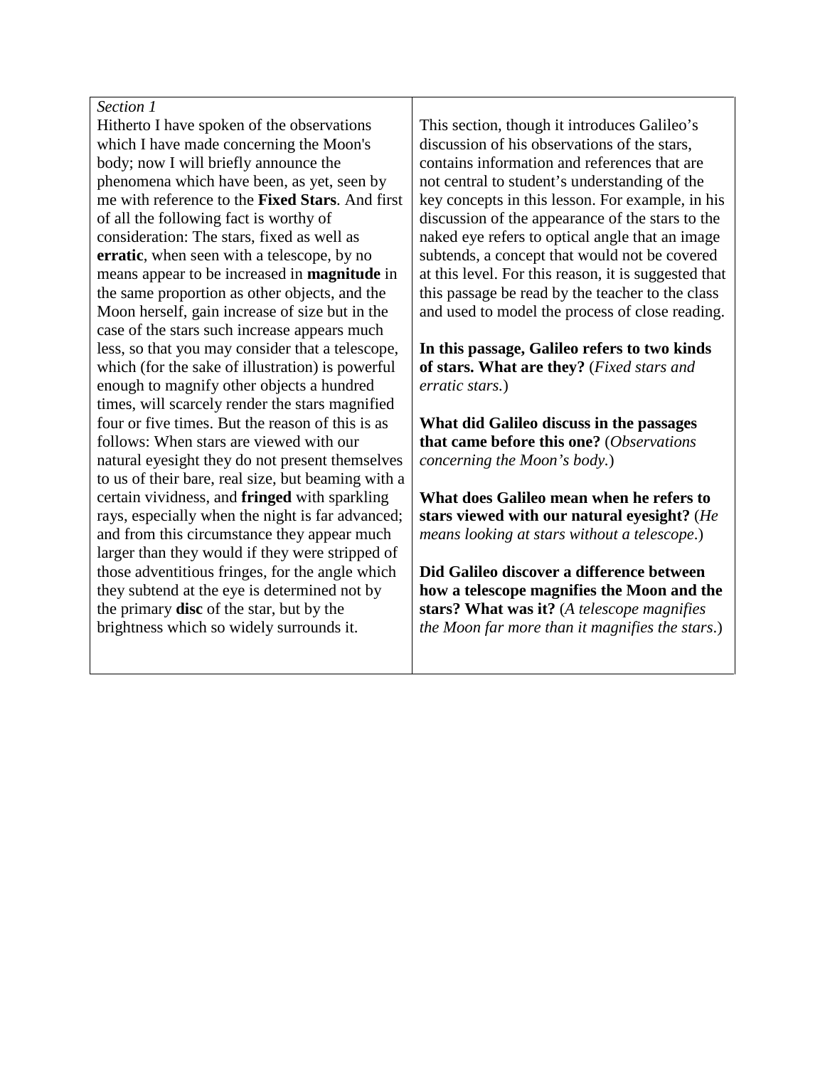| *Section 1*<br>Hitherto I have spoken of the observations which I have made concerning the Moon's body; now I will briefly announce the phenomena which have been, as yet, seen by me with reference to the **Fixed Stars**. And first of all the following fact is worthy of consideration: The stars, fixed as well as **erratic**, when seen with a telescope, by no means appear to be increased in **magnitude** in the same proportion as other objects, and the Moon herself, gain increase of size but in the case of the stars such increase appears much less, so that you may consider that a telescope, which (for the sake of illustration) is powerful enough to magnify other objects a hundred times, will scarcely render the stars magnified four or five times. But the reason of this is as follows: When stars are viewed with our natural eyesight they do not present themselves to us of their bare, real size, but beaming with a certain vividness, and **fringed** with sparkling rays, especially when the night is far advanced; and from this circumstance they appear much larger than they would if they were stripped of those adventitious fringes, for the angle which they subtend at the eye is determined not by the primary **disc** of the star, but by the brightness which so widely surrounds it. | This section, though it introduces Galileo's discussion of his observations of the stars, contains information and references that are not central to student's understanding of the key concepts in this lesson. For example, in his discussion of the appearance of the stars to the naked eye refers to optical angle that an image subtends, a concept that would not be covered at this level. For this reason, it is suggested that this passage be read by the teacher to the class and used to model the process of close reading.<br><br>**In this passage, Galileo refers to two kinds of stars. What are they?** (*Fixed stars and erratic stars.*)<br><br>**What did Galileo discuss in the passages that came before this one?** (*Observations concerning the Moon's body.*)<br><br>**What does Galileo mean when he refers to stars viewed with our natural eyesight?** (*He means looking at stars without a telescope*.)<br><br>**Did Galileo discover a difference between how a telescope magnifies the Moon and the stars? What was it?** (*A telescope magnifies the Moon far more than it magnifies the stars*.) |
|---|---|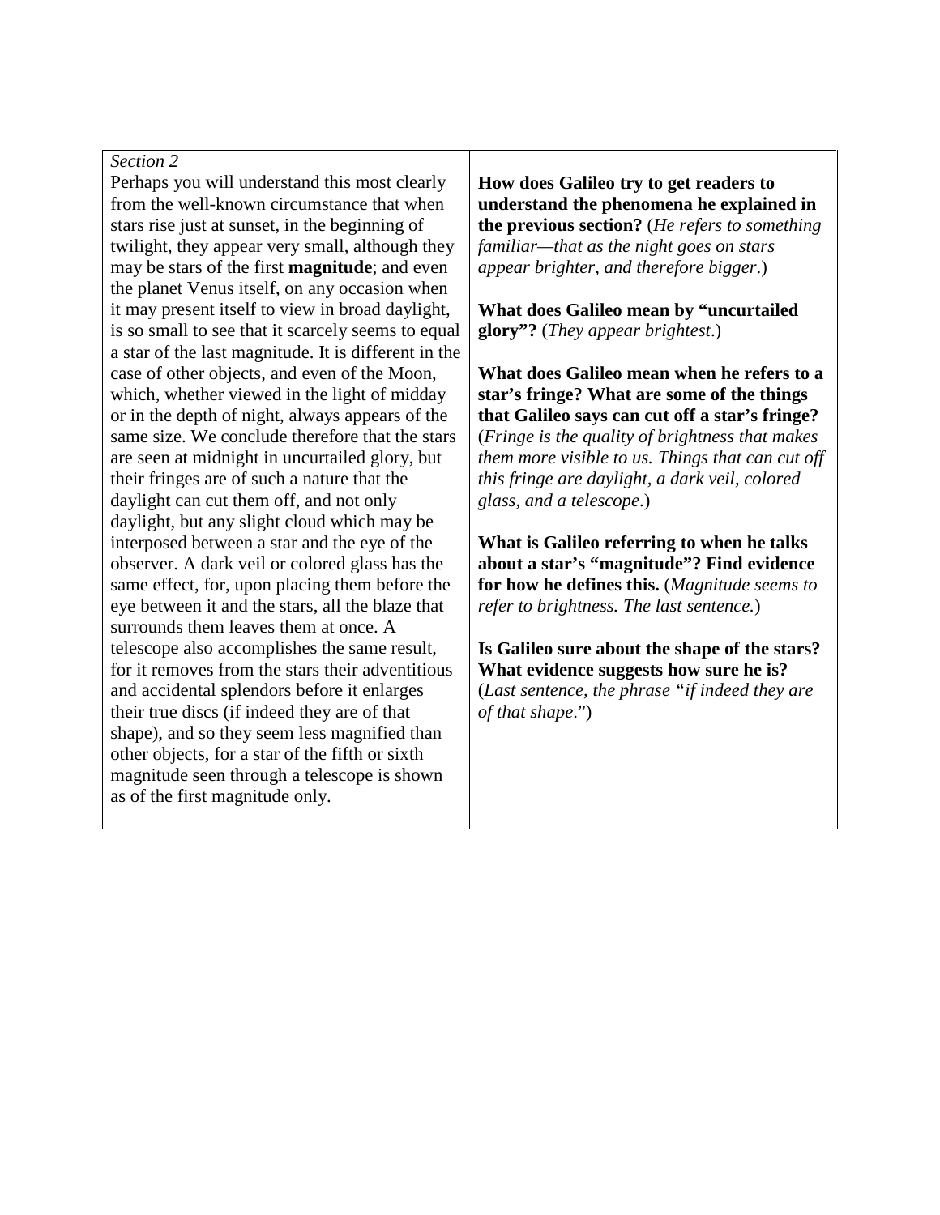| *Section 2*<br>Perhaps you will understand this most clearly from the well-known circumstance that when stars rise just at sunset, in the beginning of twilight, they appear very small, although they may be stars of the first **magnitude**; and even the planet Venus itself, on any occasion when it may present itself to view in broad daylight, is so small to see that it scarcely seems to equal a star of the last magnitude. It is different in the case of other objects, and even of the Moon, which, whether viewed in the light of midday or in the depth of night, always appears of the same size. We conclude therefore that the stars are seen at midnight in uncurtailed glory, but their fringes are of such a nature that the daylight can cut them off, and not only daylight, but any slight cloud which may be interposed between a star and the eye of the observer. A dark veil or colored glass has the same effect, for, upon placing them before the eye between it and the stars, all the blaze that surrounds them leaves them at once. A telescope also accomplishes the same result, for it removes from the stars their adventitious and accidental splendors before it enlarges their true discs (if indeed they are of that shape), and so they seem less magnified than other objects, for a star of the fifth or sixth magnitude seen through a telescope is shown as of the first magnitude only. | **How does Galileo try to get readers to understand the phenomena he explained in the previous section?** (*He refers to something familiar—that as the night goes on stars appear brighter, and therefore bigger*.)<br><br>**What does Galileo mean by "uncurtailed glory"?** (*They appear brightest*.)<br><br>**What does Galileo mean when he refers to a star's fringe? What are some of the things that Galileo says can cut off a star's fringe?** (*Fringe is the quality of brightness that makes them more visible to us. Things that can cut off this fringe are daylight, a dark veil, colored glass, and a telescope*.)<br><br>**What is Galileo referring to when he talks about a star's "magnitude"? Find evidence for how he defines this.** (*Magnitude seems to refer to brightness. The last sentence.*)<br><br>**Is Galileo sure about the shape of the stars? What evidence suggests how sure he is?** (*Last sentence, the phrase "if indeed they are of that shape*.") |
|---|---|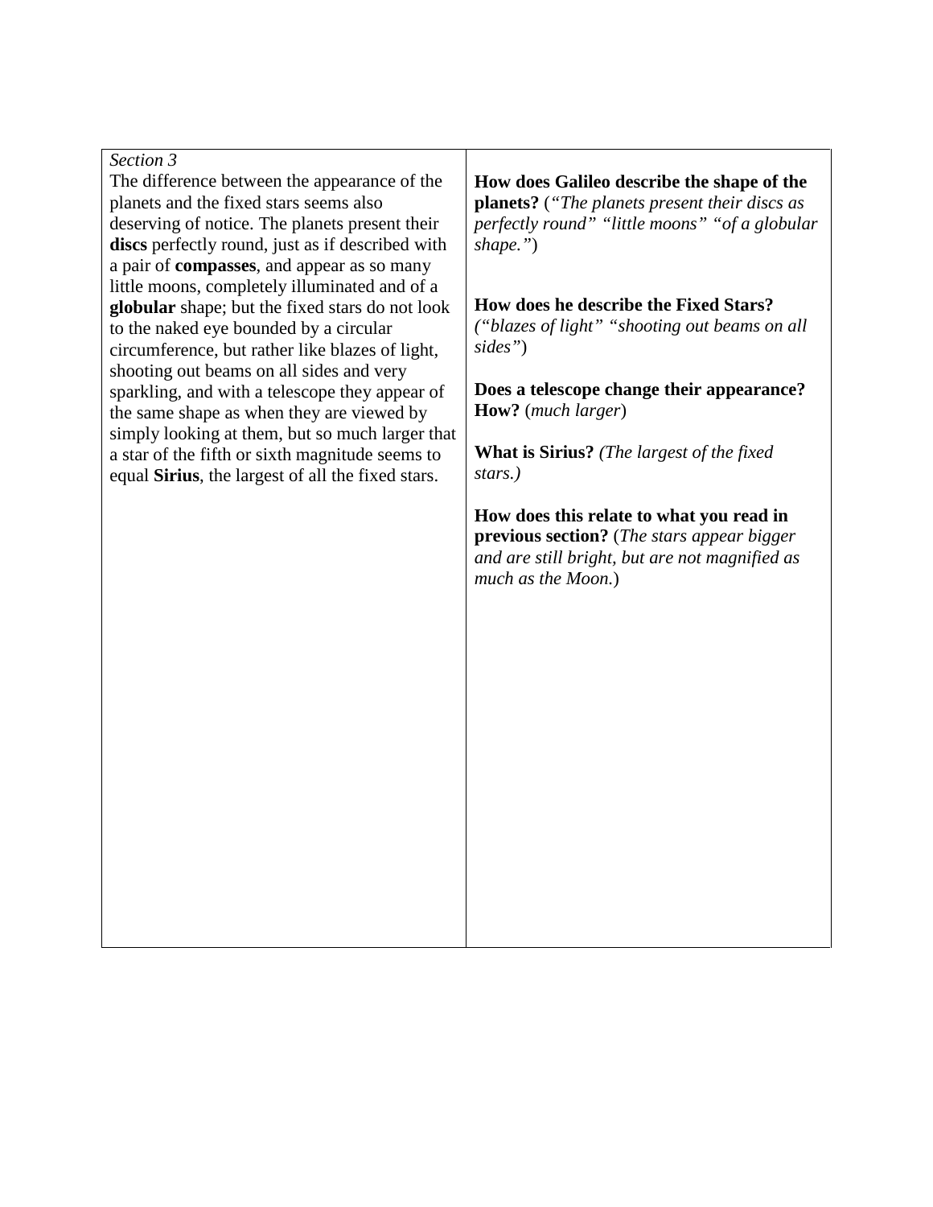| *Section 3*<br>The difference between the appearance of the planets and the fixed stars seems also deserving of notice. The planets present their **discs** perfectly round, just as if described with a pair of **compasses**, and appear as so many little moons, completely illuminated and of a **globular** shape; but the fixed stars do not look to the naked eye bounded by a circular circumference, but rather like blazes of light, shooting out beams on all sides and very sparkling, and with a telescope they appear of the same shape as when they are viewed by simply looking at them, but so much larger that a star of the fifth or sixth magnitude seems to equal **Sirius**, the largest of all the fixed stars. | **How does Galileo describe the shape of the planets?** (*"The planets present their discs as perfectly round" "little moons" "of a globular shape."*)<br><br>**How does he describe the Fixed Stars?** (*"blazes of light" "shooting out beams on all sides"*)<br><br>**Does a telescope change their appearance? How?** (*much larger*)<br><br>**What is Sirius?** *(The largest of the fixed stars.)*<br><br>**How does this relate to what you read in previous section?** (*The stars appear bigger and are still bright, but are not magnified as much as the Moon.*) |
|---|---|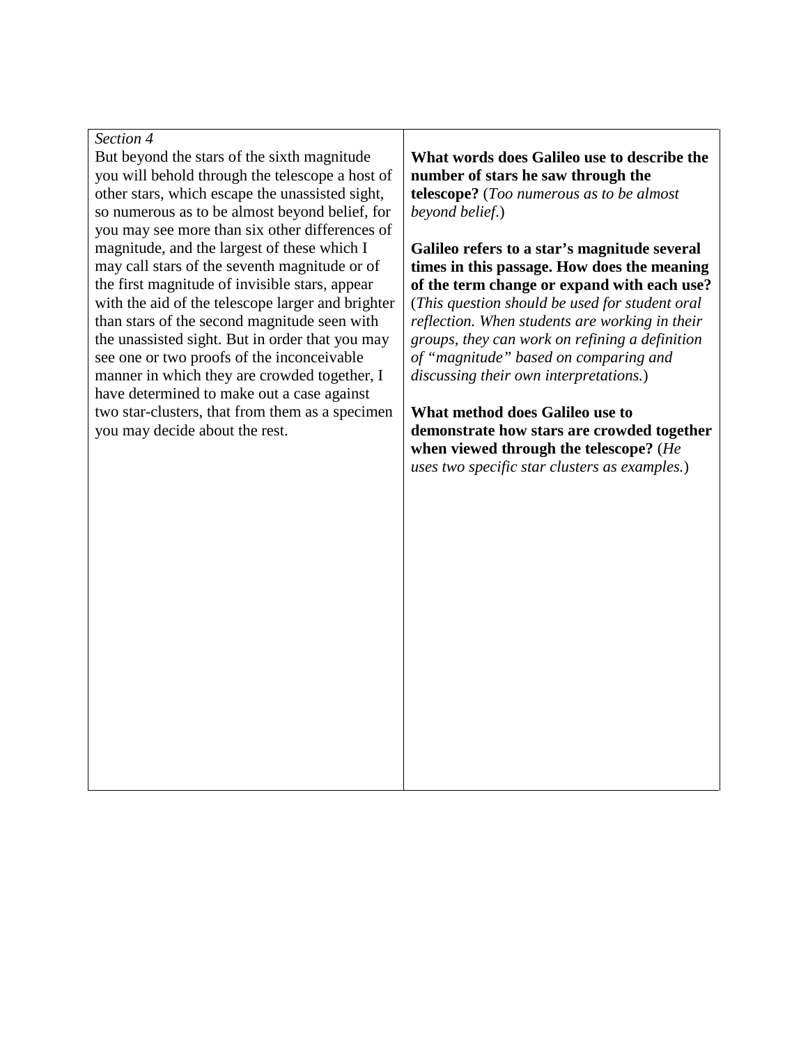| *Section 4*<br>But beyond the stars of the sixth magnitude you will behold through the telescope a host of other stars, which escape the unassisted sight, so numerous as to be almost beyond belief, for you may see more than six other differences of magnitude, and the largest of these which I may call stars of the seventh magnitude or of the first magnitude of invisible stars, appear with the aid of the telescope larger and brighter than stars of the second magnitude seen with the unassisted sight. But in order that you may see one or two proofs of the inconceivable manner in which they are crowded together, I have determined to make out a case against two star-clusters, that from them as a specimen you may decide about the rest. | **What words does Galileo use to describe the number of stars he saw through the telescope?** (*Too numerous as to be almost beyond belief*.)<br><br>**Galileo refers to a star's magnitude several times in this passage. How does the meaning of the term change or expand with each use?** (*This question should be used for student oral reflection. When students are working in their groups, they can work on refining a definition of "magnitude" based on comparing and discussing their own interpretations.*)<br><br>**What method does Galileo use to demonstrate how stars are crowded together when viewed through the telescope?** (*He uses two specific star clusters as examples.*) |
|---|---|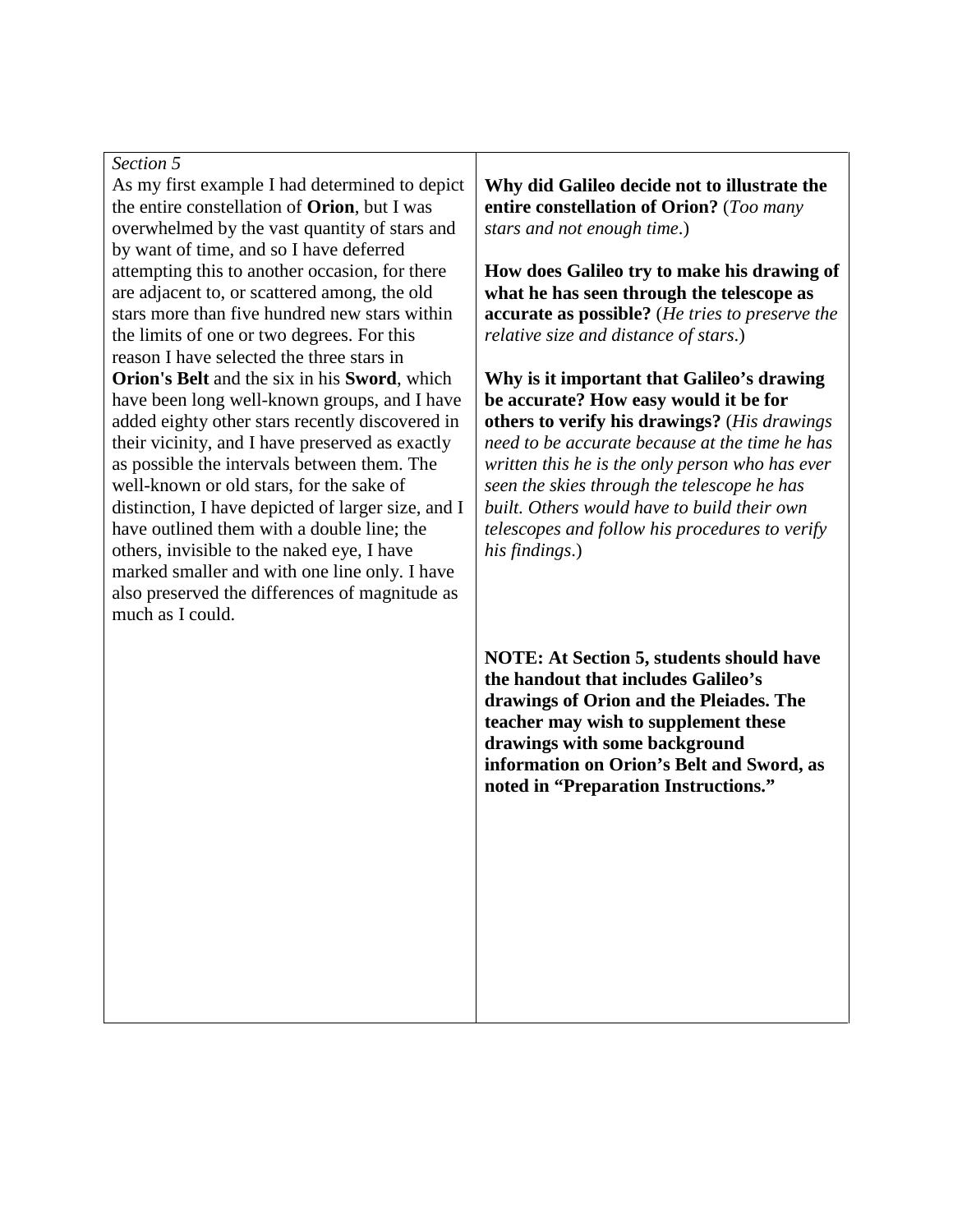| *Section 5*<br>As my first example I had determined to depict the entire constellation of **Orion**, but I was overwhelmed by the vast quantity of stars and by want of time, and so I have deferred attempting this to another occasion, for there are adjacent to, or scattered among, the old stars more than five hundred new stars within the limits of one or two degrees. For this reason I have selected the three stars in **Orion's Belt** and the six in his **Sword**, which have been long well-known groups, and I have added eighty other stars recently discovered in their vicinity, and I have preserved as exactly as possible the intervals between them. The well-known or old stars, for the sake of distinction, I have depicted of larger size, and I have outlined them with a double line; the others, invisible to the naked eye, I have marked smaller and with one line only. I have also preserved the differences of magnitude as much as I could. | **Why did Galileo decide not to illustrate the entire constellation of Orion?** (*Too many stars and not enough time*.)<br><br>**How does Galileo try to make his drawing of what he has seen through the telescope as accurate as possible?** (*He tries to preserve the relative size and distance of stars*.)<br><br>**Why is it important that Galileo's drawing be accurate? How easy would it be for others to verify his drawings?** (*His drawings need to be accurate because at the time he has written this he is the only person who has ever seen the skies through the telescope he has built. Others would have to build their own telescopes and follow his procedures to verify his findings*.)<br><br>**NOTE: At Section 5, students should have the handout that includes Galileo's drawings of Orion and the Pleiades. The teacher may wish to supplement these drawings with some background information on Orion's Belt and Sword, as noted in "Preparation Instructions."** |
|---|---|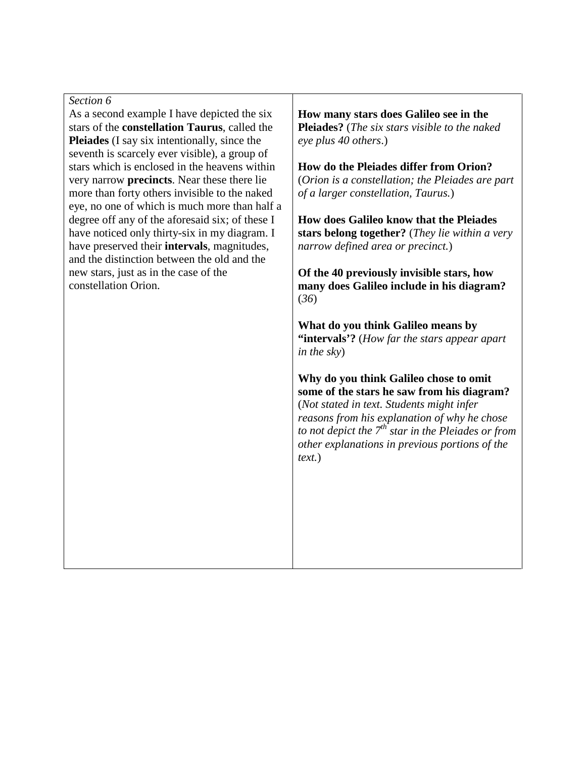| *Section 6*<br>As a second example I have depicted the six stars of the **constellation Taurus**, called the **Pleiades** (I say six intentionally, since the seventh is scarcely ever visible), a group of stars which is enclosed in the heavens within very narrow **precincts**. Near these there lie more than forty others invisible to the naked eye, no one of which is much more than half a degree off any of the aforesaid six; of these I have noticed only thirty-six in my diagram. I have preserved their **intervals**, magnitudes, and the distinction between the old and the new stars, just as in the case of the constellation Orion. | **How many stars does Galileo see in the Pleiades?** (*The six stars visible to the naked eye plus 40 others*.)<br><br>**How do the Pleiades differ from Orion?** (*Orion is a constellation; the Pleiades are part of a larger constellation, Taurus.*)<br><br>**How does Galileo know that the Pleiades stars belong together?** (*They lie within a very narrow defined area or precinct.*)<br><br>**Of the 40 previously invisible stars, how many does Galileo include in his diagram?** (*36*)<br><br>**What do you think Galileo means by "intervals'?** (*How far the stars appear apart in the sky*)<br><br>**Why do you think Galileo chose to omit some of the stars he saw from his diagram?** (*Not stated in text. Students might infer reasons from his explanation of why he chose to not depict the 7th star in the Pleiades or from other explanations in previous portions of the text.*) |
|---|---|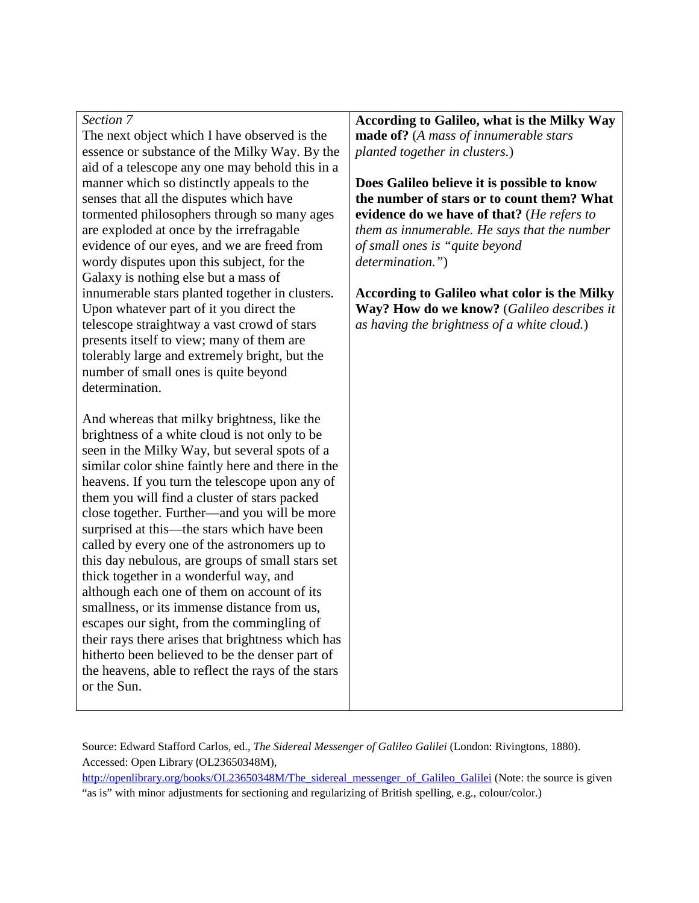| | |
|---|---|
| *Section 7*<br>The next object which I have observed is the essence or substance of the Milky Way. By the aid of a telescope any one may behold this in a manner which so distinctly appeals to the senses that all the disputes which have tormented philosophers through so many ages are exploded at once by the irrefragable evidence of our eyes, and we are freed from wordy disputes upon this subject, for the Galaxy is nothing else but a mass of innumerable stars planted together in clusters. Upon whatever part of it you direct the telescope straightway a vast crowd of stars presents itself to view; many of them are tolerably large and extremely bright, but the number of small ones is quite beyond determination.<br><br>And whereas that milky brightness, like the brightness of a white cloud is not only to be seen in the Milky Way, but several spots of a similar color shine faintly here and there in the heavens. If you turn the telescope upon any of them you will find a cluster of stars packed close together. Further—and you will be more surprised at this—the stars which have been called by every one of the astronomers up to this day nebulous, are groups of small stars set thick together in a wonderful way, and although each one of them on account of its smallness, or its immense distance from us, escapes our sight, from the commingling of their rays there arises that brightness which has hitherto been believed to be the denser part of the heavens, able to reflect the rays of the stars or the Sun. | **According to Galileo, what is the Milky Way made of?** (*A mass of innumerable stars planted together in clusters.*)<br><br>**Does Galileo believe it is possible to know the number of stars or to count them? What evidence do we have of that?** (*He refers to them as innumerable. He says that the number of small ones is "quite beyond determination."*)<br><br>**According to Galileo what color is the Milky Way? How do we know?** (*Galileo describes it as having the brightness of a white cloud.*) |

Source: Edward Stafford Carlos, ed., *The Sidereal Messenger of Galileo Galilei* (London: Rivingtons, 1880). Accessed: Open Library (OL23650348M), http://openlibrary.org/books/OL23650348M/The_sidereal_messenger_of_Galileo_Galilei (Note: the source is given "as is" with minor adjustments for sectioning and regularizing of British spelling, e.g., colour/color.)